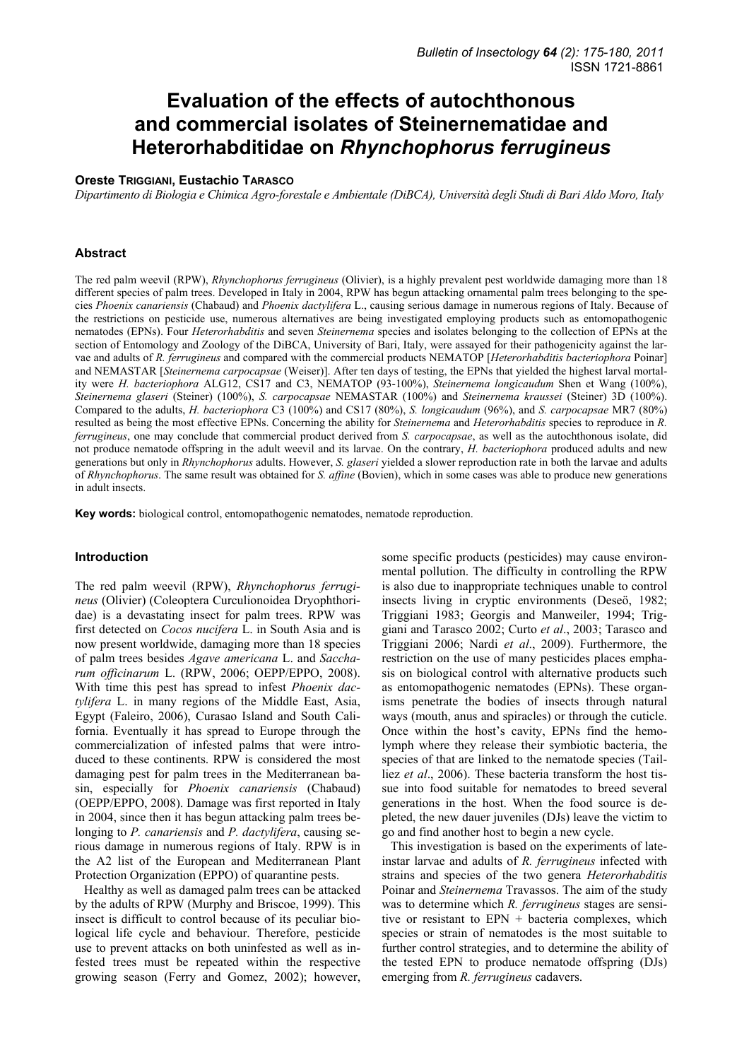# Evaluation of the effects of autochthonous and commercial isolates of Steinernematidae and Heterorhabditidae on *Rhynchophorus ferrugineus*

**Oreste TRIGGIANI, Eustachio TARASCO**

*Dipartimento di Biologia e Chimica Agro-forestale e Ambientale (DiBCA), Università degli Studi di Bari Aldo Moro, Italy*

## Abstract

The red palm weevil (RPW), *Rhynchophorus ferrugineus* (Olivier), is a highly prevalent pest worldwide damaging more than 18 different species of palm trees. Developed in Italy in 2004, RPW has begun attacking ornamental palm trees belonging to the species *Phoenix canariensis* (Chabaud) and *Phoenix dactylifera* L., causing serious damage in numerous regions of Italy. Because of the restrictions on pesticide use, numerous alternatives are being investigated employing products such as entomopathogenic nematodes (EPNs). Four *Heterorhabditis* and seven *Steinernema* species and isolates belonging to the collection of EPNs at the section of Entomology and Zoology of the DiBCA, University of Bari, Italy, were assayed for their pathogenicity against the larvae and adults of *R. ferrugineus* and compared with the commercial products NEMATOP [*Heterorhabditis bacteriophora* Poinar] and NEMASTAR [*Steinernema carpocapsae* (Weiser)]. After ten days of testing, the EPNs that yielded the highest larval mortality were *H. bacteriophora* ALG12, CS17 and C3, NEMATOP (93-100%), *Steinernema longicaudum* Shen et Wang (100%), *Steinernema glaseri* (Steiner) (100%), *S. carpocapsae* NEMASTAR (100%) and *Steinernema kraussei* (Steiner) 3D (100%). Compared to the adults, *H. bacteriophora* C3 (100%) and CS17 (80%), *S. longicaudum* (96%), and *S. carpocapsae* MR7 (80%) resulted as being the most effective EPNs. Concerning the ability for *Steinernema* and *Heterorhabditis* species to reproduce in *R. ferrugineus*, one may conclude that commercial product derived from *S. carpocapsae*, as well as the autochthonous isolate, did not produce nematode offspring in the adult weevil and its larvae. On the contrary, *H. bacteriophora* produced adults and new generations but only in *Rhynchophorus* adults. However, *S. glaseri* yielded a slower reproduction rate in both the larvae and adults of *Rhynchophorus*. The same result was obtained for *S. affine* (Bovien), which in some cases was able to produce new generations in adult insects.

**Key words:** biological control, entomopathogenic nematodes, nematode reproduction.

## Introduction

The red palm weevil (RPW), *Rhynchophorus ferrugineus* (Olivier) (Coleoptera Curculionoidea Dryophthoridae) is a devastating insect for palm trees. RPW was first detected on *Cocos nucifera* L. in South Asia and is now present worldwide, damaging more than 18 species of palm trees besides *Agave americana* L. and *Saccharum officinarum* L. (RPW, 2006; OEPP/EPPO, 2008). With time this pest has spread to infest *Phoenix dactylifera* L. in many regions of the Middle East, Asia, Egypt (Faleiro, 2006), Curasao Island and South California. Eventually it has spread to Europe through the commercialization of infested palms that were introduced to these continents. RPW is considered the most damaging pest for palm trees in the Mediterranean basin, especially for *Phoenix canariensis* (Chabaud) (OEPP/EPPO, 2008). Damage was first reported in Italy in 2004, since then it has begun attacking palm trees belonging to *P. canariensis* and *P. dactylifera*, causing serious damage in numerous regions of Italy. RPW is in the A2 list of the European and Mediterranean Plant Protection Organization (EPPO) of quarantine pests.

Healthy as well as damaged palm trees can be attacked by the adults of RPW (Murphy and Briscoe, 1999). This insect is difficult to control because of its peculiar biological life cycle and behaviour. Therefore, pesticide use to prevent attacks on both uninfested as well as infested trees must be repeated within the respective growing season (Ferry and Gomez, 2002); however, some specific products (pesticides) may cause environmental pollution. The difficulty in controlling the RPW is also due to inappropriate techniques unable to control insects living in cryptic environments (Deseö, 1982; Triggiani 1983; Georgis and Manweiler, 1994; Triggiani and Tarasco 2002; Curto *et al*., 2003; Tarasco and Triggiani 2006; Nardi *et al*., 2009). Furthermore, the restriction on the use of many pesticides places emphasis on biological control with alternative products such as entomopathogenic nematodes (EPNs). These organisms penetrate the bodies of insects through natural ways (mouth, anus and spiracles) or through the cuticle. Once within the host's cavity, EPNs find the hemolymph where they release their symbiotic bacteria, the species of that are linked to the nematode species (Tailliez *et al*., 2006). These bacteria transform the host tissue into food suitable for nematodes to breed several generations in the host. When the food source is depleted, the new dauer juveniles (DJs) leave the victim to go and find another host to begin a new cycle.

This investigation is based on the experiments of late-instar larvae and adults of *R. ferrugineus* infected with strains and species of the two genera *Heterorhabditis* Poinar and *Steinernema* Travassos. The aim of the study was to determine which *R. ferrugineus* stages are sensitive or resistant to EPN + bacteria complexes, which species or strain of nematodes is the most suitable to further control strategies, and to determine the ability of the tested EPN to produce nematode offspring (DJs) emerging from *R. ferrugineus* cadavers.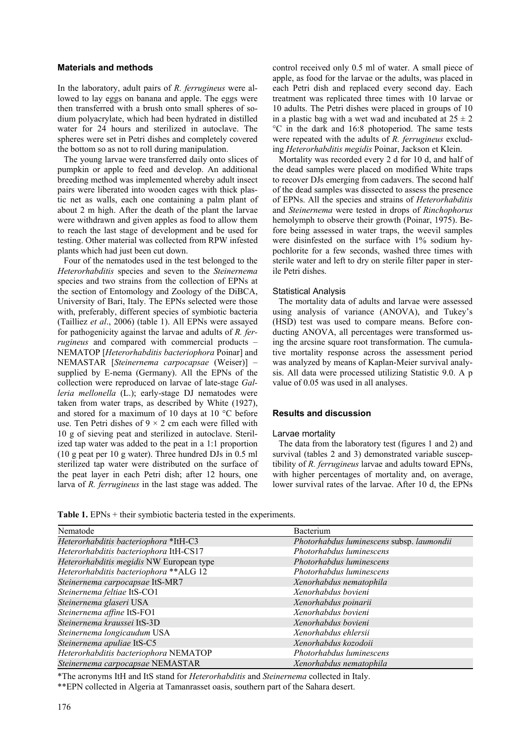## Materials and methods

In the laboratory, adult pairs of *R. ferrugineus* were allowed to lay eggs on banana and apple. The eggs were then transferred with a brush onto small spheres of sodium polyacrylate, which had been hydrated in distilled water for 24 hours and sterilized in autoclave. The spheres were set in Petri dishes and completely covered the bottom so as not to roll during manipulation.

The young larvae were transferred daily onto slices of pumpkin or apple to feed and develop. An additional breeding method was implemented whereby adult insect pairs were liberated into wooden cages with thick plastic net as walls, each one containing a palm plant of about 2 m high. After the death of the plant the larvae were withdrawn and given apples as food to allow them to reach the last stage of development and be used for testing. Other material was collected from RPW infested plants which had just been cut down.

Four of the nematodes used in the test belonged to the *Heterorhabditis* species and seven to the *Steinernema* species and two strains from the collection of EPNs at the section of Entomology and Zoology of the DiBCA, University of Bari, Italy. The EPNs selected were those with, preferably, different species of symbiotic bacteria (Tailliez *et al*., 2006) (table 1). All EPNs were assayed for pathogenicity against the larvae and adults of *R. ferrugineus* and compared with commercial products – NEMATOP [*Heterorhabditis bacteriophora* Poinar] and NEMASTAR [*Steinernema carpocapsae* (Weiser)] – supplied by E-nema (Germany). All the EPNs of the collection were reproduced on larvae of late-stage *Galleria mellonella* (L.); early-stage DJ nematodes were taken from water traps, as described by White (1927), and stored for a maximum of 10 days at 10 °C before use. Ten Petri dishes of 9 × 2 cm each were filled with 10 g of sieving peat and sterilized in autoclave. Sterilized tap water was added to the peat in a 1:1 proportion (10 g peat per 10 g water). Three hundred DJs in 0.5 ml sterilized tap water were distributed on the surface of the peat layer in each Petri dish; after 12 hours, one larva of *R. ferrugineus* in the last stage was added. The control received only 0.5 ml of water. A small piece of apple, as food for the larvae or the adults, was placed in each Petri dish and replaced every second day. Each treatment was replicated three times with 10 larvae or 10 adults. The Petri dishes were placed in groups of 10 in a plastic bag with a wet wad and incubated at 25 ± 2 °C in the dark and 16:8 photoperiod. The same tests were repeated with the adults of *R. ferrugineus* excluding *Heterorhabditis megidis* Poinar, Jackson et Klein.

Mortality was recorded every 2 d for 10 d, and half of the dead samples were placed on modified White traps to recover DJs emerging from cadavers. The second half of the dead samples was dissected to assess the presence of EPNs. All the species and strains of *Heterorhabditis* and *Steinernema* were tested in drops of *Rinchophorus* hemolymph to observe their growth (Poinar, 1975). Before being assessed in water traps, the weevil samples were disinfested on the surface with 1% sodium hypochlorite for a few seconds, washed three times with sterile water and left to dry on sterile filter paper in sterile Petri dishes.

### Statistical Analysis

The mortality data of adults and larvae were assessed using analysis of variance (ANOVA), and Tukey's (HSD) test was used to compare means. Before conducting ANOVA, all percentages were transformed using the arcsine square root transformation. The cumulative mortality response across the assessment period was analyzed by means of Kaplan-Meier survival analysis. All data were processed utilizing Statistic 9.0. A p value of 0.05 was used in all analyses.

## Results and discussion

### Larvae mortality

The data from the laboratory test (figures 1 and 2) and survival (tables 2 and 3) demonstrated variable susceptibility of *R. ferrugineus* larvae and adults toward EPNs, with higher percentages of mortality and, on average, lower survival rates of the larvae. After 10 d, the EPNs

**Table 1.** EPNs + their symbiotic bacteria tested in the experiments.

| Nematode | Bacterium |
|---|---|
| *Heterorhabditis bacteriophora* \*ItH-C3 | *Photorhabdus luminescens* subsp. *laumondii* |
| *Heterorhabditis bacteriophora* ItH-CS17 | *Photorhabdus luminescens* |
| *Heterorhabditis megidis* NW European type | *Photorhabdus luminescens* |
| *Heterorhabditis bacteriophora* \*\*ALG 12 | *Photorhabdus luminescens* |
| *Steinernema carpocapsae* ItS-MR7 | *Xenorhabdus nematophila* |
| *Steinernema feltiae* ItS-CO1 | *Xenorhabdus bovieni* |
| *Steinernema glaseri* USA | *Xenorhabdus poinarii* |
| *Steinernema affine* ItS-FO1 | *Xenorhabdus bovieni* |
| *Steinernema kraussei* ItS-3D | *Xenorhabdus bovieni* |
| *Steinernema longicaudum* USA | *Xenorhabdus ehlersii* |
| *Steinernema apuliae* ItS-C5 | *Xenorhabdus kozodoii* |
| *Heterorhabditis bacteriophora* NEMATOP | *Photorhabdus luminescens* |
| *Steinernema carpocapsae* NEMASTAR | *Xenorhabdus nematophila* |

\*The acronyms ItH and ItS stand for *Heterorhabditis* and *Steinernema* collected in Italy.

\*\*EPN collected in Algeria at Tamanrasset oasis, southern part of the Sahara desert.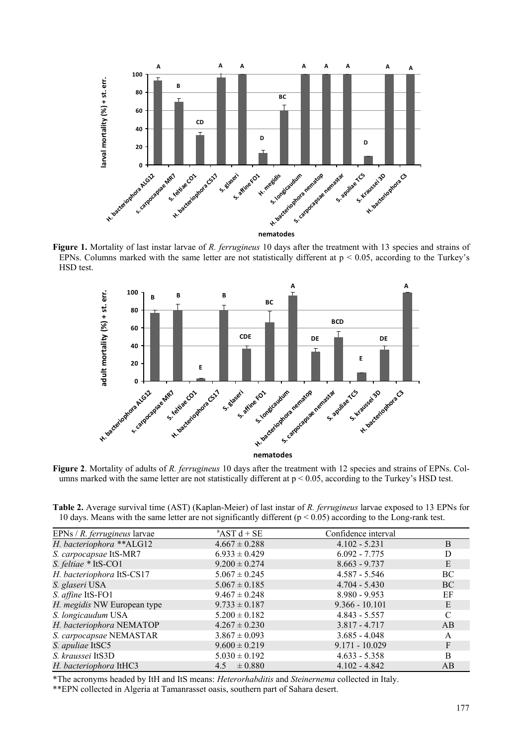**Figure 1.** Mortality of last instar larvae of *R. ferrugineus* 10 days after the treatment with 13 species and strains of EPNs. Columns marked with the same letter are not statistically different at $p < 0.05$, according to the Turkey's HSD test.

**Figure 2**. Mortality of adults of *R. ferrugineus* 10 days after the treatment with 12 species and strains of EPNs. Columns marked with the same letter are not statistically different at $p < 0.05$, according to the Turkey's HSD test.

**Table 2.** Average survival time (AST) (Kaplan-Meier) of last instar of *R. ferrugineus* larvae exposed to 13 EPNs for 10 days. Means with the same letter are not significantly different ($p < 0.05$) according to the Long-rank test.

| EPNs / *R. ferrugineus* larvae | [a]AST d + SE | Confidence interval | |
|---|---|---|---|
| *H. bacteriophora* **ALG12 | 4.667 ± 0.288 | 4.102 - 5.231 | B |
| *S. carpocapsae* ItS-MR7 | 6.933 ± 0.429 | 6.092 - 7.775 | D |
| *S. feltiae* * ItS-CO1 | 9.200 ± 0.274 | 8.663 - 9.737 | E |
| *H. bacteriophora* ItS-CS17 | 5.067 ± 0.245 | 4.587 - 5.546 | BC |
| *S. glaseri* USA | 5.067 ± 0.185 | 4.704 - 5.430 | BC |
| *S. affine* ItS-FO1 | 9.467 ± 0.248 | 8.980 - 9.953 | EF |
| *H. megidis* NW European type | 9.733 ± 0.187 | 9.366 - 10.101 | E |
| *S. longicaudum* USA | 5.200 ± 0.182 | 4.843 - 5.557 | C |
| *H. bacteriophora* NEMATOP | 4.267 ± 0.230 | 3.817 - 4.717 | AB |
| *S. carpocapsae* NEMASTAR | 3.867 ± 0.093 | 3.685 - 4.048 | A |
| *S. apuliae* ItSC5 | 9.600 ± 0.219 | 9.171 - 10.029 | F |
| *S. kraussei* ItS3D | 5.030 ± 0.192 | 4.633 - 5.358 | B |
| *H. bacteriophora* ItHC3 | 4.5 ± 0.880 | 4.102 - 4.842 | AB |

*The acronyms headed by ItH and ItS means: *Heterorhabditis* and *Steinernema* collected in Italy.

**EPN collected in Algeria at Tamanrasset oasis, southern part of Sahara desert.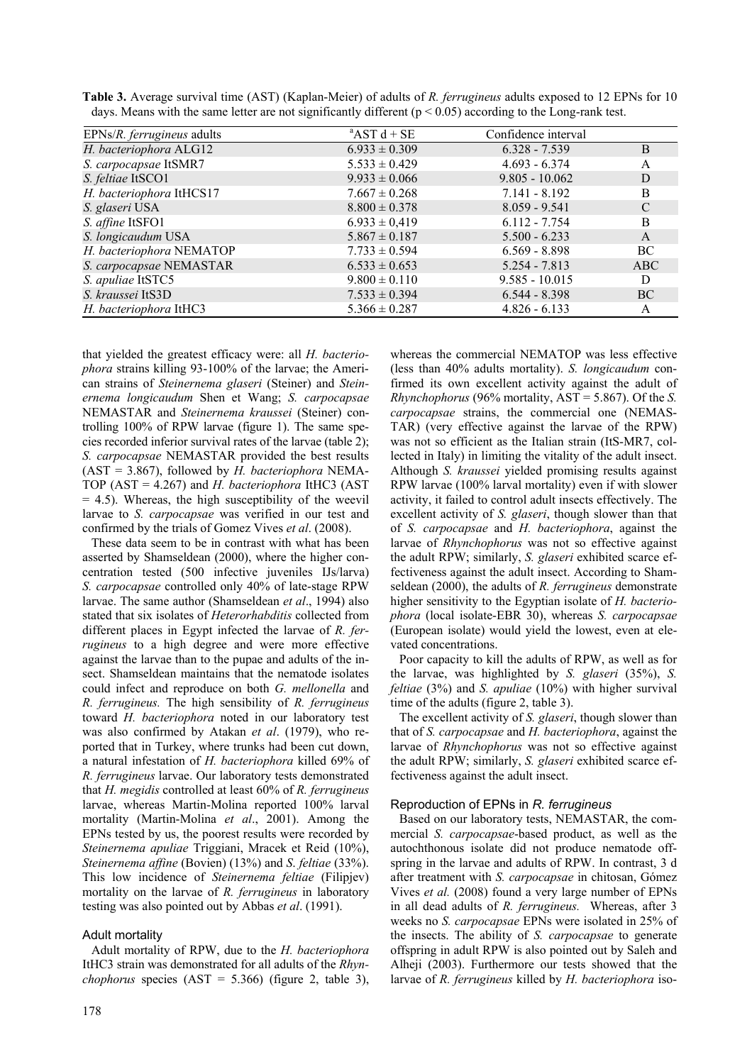**Table 3.** Average survival time (AST) (Kaplan-Meier) of adults of *R. ferrugineus* adults exposed to 12 EPNs for 10 days. Means with the same letter are not significantly different ($p < 0.05$) according to the Long-rank test.

| EPNs/*R. ferrugineus* adults | $^{a}$AST d + SE | Confidence interval | |
|---|---|---|---|
| *H. bacteriophora* ALG12 | 6.933 ± 0.309 | 6.328 - 7.539 | B |
| *S. carpocapsae* ItSMR7 | 5.533 ± 0.429 | 4.693 - 6.374 | A |
| *S. feltiae* ItSCO1 | 9.933 ± 0.066 | 9.805 - 10.062 | D |
| *H. bacteriophora* ItHCS17 | 7.667 ± 0.268 | 7.141 - 8.192 | B |
| *S. glaseri* USA | 8.800 ± 0.378 | 8.059 - 9.541 | C |
| *S. affine* ItSFO1 | 6.933 ± 0,419 | 6.112 - 7.754 | B |
| *S. longicaudum* USA | 5.867 ± 0.187 | 5.500 - 6.233 | A |
| *H. bacteriophora* NEMATOP | 7.733 ± 0.594 | 6.569 - 8.898 | BC |
| *S. carpocapsae* NEMASTAR | 6.533 ± 0.653 | 5.254 - 7.813 | ABC |
| *S. apuliae* ItSTC5 | 9.800 ± 0.110 | 9.585 - 10.015 | D |
| *S. kraussei* ItS3D | 7.533 ± 0.394 | 6.544 - 8.398 | BC |
| *H. bacteriophora* ItHC3 | 5.366 ± 0.287 | 4.826 - 6.133 | A |

that yielded the greatest efficacy were: all *H. bacteriophora* strains killing 93-100% of the larvae; the American strains of *Steinernema glaseri* (Steiner) and *Steinernema longicaudum* Shen et Wang; *S. carpocapsae* NEMASTAR and *Steinernema kraussei* (Steiner) controlling 100% of RPW larvae (figure 1). The same species recorded inferior survival rates of the larvae (table 2); *S. carpocapsae* NEMASTAR provided the best results (AST = 3.867), followed by *H. bacteriophora* NEMATOP (AST = 4.267) and *H. bacteriophora* ItHC3 (AST = 4.5). Whereas, the high susceptibility of the weevil larvae to *S. carpocapsae* was verified in our test and confirmed by the trials of Gomez Vives *et al*. (2008).

These data seem to be in contrast with what has been asserted by Shamseldean (2000), where the higher concentration tested (500 infective juveniles IJs/larva) *S. carpocapsae* controlled only 40% of late-stage RPW larvae. The same author (Shamseldean *et al*., 1994) also stated that six isolates of *Heterorhabditis* collected from different places in Egypt infected the larvae of *R. ferrugineus* to a high degree and were more effective against the larvae than to the pupae and adults of the insect. Shamseldean maintains that the nematode isolates could infect and reproduce on both *G. mellonella* and *R. ferrugineus.* The high sensibility of *R. ferrugineus* toward *H. bacteriophora* was also confirmed by Atakan *et al*. (1979), who reported that in Turkey, where trunks had been cut down, a natural infestation of *H. bacteriophora* killed 69% of *R. ferrugineus* larvae. Our laboratory tests demonstrated that *H. megidis* controlled at least 60% of *R. ferrugineus* larvae, whereas Martin-Molina reported 100% larval mortality (Martin-Molina *et al*., 2001). Among the EPNs tested by us, the poorest results were recorded by *Steinernema apuliae* Triggiani, Mracek et Reid (10%), *Steinernema affine* (Bovien) (13%) and *S. feltiae* (33%). This low incidence of *Steinernema feltiae* (Filipjev) mortality on the larvae of *R. ferrugineus* in laboratory testing was also pointed out by Abbas *et al*. (1991).

### Adult mortality

Adult mortality of RPW, due to the *H. bacteriophora* ItHC3 strain was demonstrated for all adults of the *Rhynchophorus* species (AST = 5.366) (figure 2, table 3), whereas the commercial NEMATOP was less effective (less than 40% adults mortality). *S. longicaudum* confirmed its own excellent activity against the adult of *Rhynchophorus* (96% mortality, AST = 5.867). Of the *S. carpocapsae* strains, the commercial one (NEMASTAR) (very effective against the larvae of the RPW) was not so efficient as the Italian strain (ItS-MR7, collected in Italy) in limiting the vitality of the adult insect. Although *S. kraussei* yielded promising results against RPW larvae (100% larval mortality) even if with slower activity, it failed to control adult insects effectively. The excellent activity of *S. glaseri*, though slower than that of *S. carpocapsae* and *H. bacteriophora*, against the larvae of *Rhynchophorus* was not so effective against the adult RPW; similarly, *S. glaseri* exhibited scarce effectiveness against the adult insect. According to Shamseldean (2000), the adults of *R. ferrugineus* demonstrate higher sensitivity to the Egyptian isolate of *H. bacteriophora* (local isolate-EBR 30), whereas *S. carpocapsae* (European isolate) would yield the lowest, even at elevated concentrations.

Poor capacity to kill the adults of RPW, as well as for the larvae, was highlighted by *S. glaseri* (35%), *S. feltiae* (3%) and *S. apuliae* (10%) with higher survival time of the adults (figure 2, table 3).

The excellent activity of *S. glaseri*, though slower than that of *S. carpocapsae* and *H. bacteriophora*, against the larvae of *Rhynchophorus* was not so effective against the adult RPW; similarly, *S. glaseri* exhibited scarce effectiveness against the adult insect.

### Reproduction of EPNs in *R. ferrugineus*

Based on our laboratory tests, NEMASTAR, the commercial *S. carpocapsae*-based product, as well as the autochthonous isolate did not produce nematode offspring in the larvae and adults of RPW. In contrast, 3 d after treatment with *S. carpocapsae* in chitosan, Gómez Vives *et al.* (2008) found a very large number of EPNs in all dead adults of *R. ferrugineus.* Whereas, after 3 weeks no *S. carpocapsae* EPNs were isolated in 25% of the insects. The ability of *S. carpocapsae* to generate offspring in adult RPW is also pointed out by Saleh and Alheji (2003). Furthermore our tests showed that the larvae of *R. ferrugineus* killed by *H. bacteriophora* iso-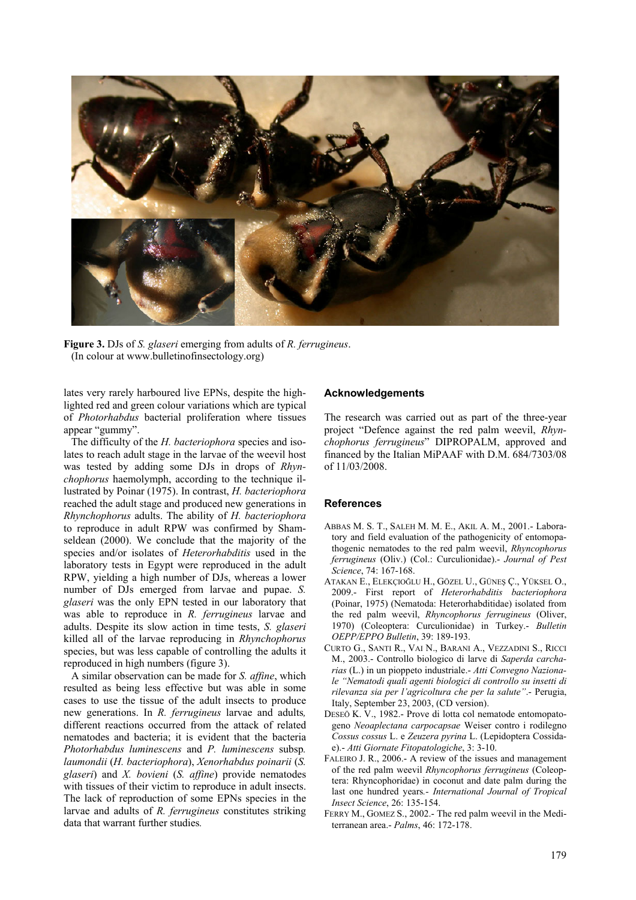**Figure 3.** DJs of *S. glaseri* emerging from adults of *R. ferrugineus*. (In colour at www.bulletinofinsectology.org)

lates very rarely harboured live EPNs, despite the highlighted red and green colour variations which are typical of *Photorhabdus* bacterial proliferation where tissues appear "gummy".

The difficulty of the *H. bacteriophora* species and isolates to reach adult stage in the larvae of the weevil host was tested by adding some DJs in drops of *Rhynchophorus* haemolymph, according to the technique illustrated by Poinar (1975). In contrast, *H. bacteriophora* reached the adult stage and produced new generations in *Rhynchophorus* adults. The ability of *H. bacteriophora* to reproduce in adult RPW was confirmed by Shamseldean (2000). We conclude that the majority of the species and/or isolates of *Heterorhabditis* used in the laboratory tests in Egypt were reproduced in the adult RPW, yielding a high number of DJs, whereas a lower number of DJs emerged from larvae and pupae. *S. glaseri* was the only EPN tested in our laboratory that was able to reproduce in *R. ferrugineus* larvae and adults. Despite its slow action in time tests, *S. glaseri* killed all of the larvae reproducing in *Rhynchophorus* species, but was less capable of controlling the adults it reproduced in high numbers (figure 3).

A similar observation can be made for *S. affine*, which resulted as being less effective but was able in some cases to use the tissue of the adult insects to produce new generations. In *R. ferrugineus* larvae and adults, different reactions occurred from the attack of related nematodes and bacteria; it is evident that the bacteria *Photorhabdus luminescens* and *P. luminescens* subsp. *laumondii* (*H. bacteriophora*), *Xenorhabdus poinarii* (*S. glaseri*) and *X. bovieni* (*S. affine*) provide nematodes with tissues of their victim to reproduce in adult insects. The lack of reproduction of some EPNs species in the larvae and adults of *R. ferrugineus* constitutes striking data that warrant further studies.

## Acknowledgements

The research was carried out as part of the three-year project "Defence against the red palm weevil, *Rhynchophorus ferrugineus*" DIPROPALM, approved and financed by the Italian MiPAAF with D.M. 684/7303/08 of 11/03/2008.

## References

ABBAS M. S. T., SALEH M. M. E., AKIL A. M., 2001.- Laboratory and field evaluation of the pathogenicity of entomopathogenic nematodes to the red palm weevil, *Rhyncophorus ferrugineus* (Oliv.) (Col.: Curculionidae).- *Journal of Pest Science*, 74: 167-168.

ATAKAN E., ELEKÇIOĞLU H., GÖZEL U., GÜNEŞ Ç., YÜKSEL O., 2009.- First report of *Heterorhabditis bacteriophora* (Poinar, 1975) (Nematoda: Heterorhabditidae) isolated from the red palm weevil, *Rhyncophorus ferrugineus* (Oliver, 1970) (Coleoptera: Curculionidae) in Turkey.- *Bulletin OEPP/EPPO Bulletin*, 39: 189-193.

CURTO G., SANTI R., VAI N., BARANI A., VEZZADINI S., RICCI M., 2003.- Controllo biologico di larve di *Saperda carcharias* (L.) in un pioppeto industriale.- *Atti Convegno Nazionale "Nematodi quali agenti biologici di controllo su insetti di rilevanza sia per l'agricoltura che per la salute"*.- Perugia, Italy, September 23, 2003, (CD version).

DESEÖ K. V., 1982.- Prove di lotta col nematode entomopatogeno *Neoaplectana carpocapsae* Weiser contro i rodilegno *Cossus cossus* L. e *Zeuzera pyrina* L. (Lepidoptera Cossidae).- *Atti Giornate Fitopatologiche*, 3: 3-10.

FALEIRO J. R., 2006.- A review of the issues and management of the red palm weevil *Rhyncophorus ferrugineus* (Coleoptera: Rhyncophoridae) in coconut and date palm during the last one hundred years.- *International Journal of Tropical Insect Science*, 26: 135-154.

FERRY M., GOMEZ S., 2002.- The red palm weevil in the Mediterranean area.- *Palms*, 46: 172-178.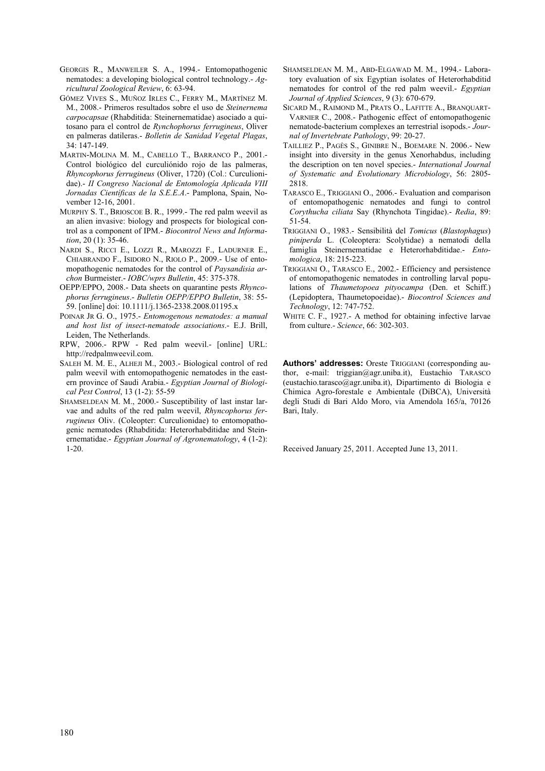GEORGIS R., MANWEILER S. A., 1994.- Entomopathogenic nematodes: a developing biological control technology.- *Agricultural Zoological Review*, 6: 63-94.

GÓMEZ VIVES S., MUÑOZ IRLES C., FERRY M., MARTÍNEZ M. M., 2008.- Primeros resultados sobre el uso de *Steinernema carpocapsae* (Rhabditida: Steinernematidae) asociado a quitosano para el control de *Rynchophorus ferrugineus*, Oliver en palmeras datileras.- *Bolletin de Sanidad Vegetal Plagas*, 34: 147-149.

MARTIN-MOLINA M. M., CABELLO T., BARRANCO P., 2001.- Control biológico del curculiónido rojo de las palmeras, *Rhyncophorus ferrugineus* (Oliver, 1720) (Col.: Curculionidae).- *II Congreso Nacional de Entomología Aplicada VIII Jornadas Científicas de la S.E.E.A*.- Pamplona, Spain, November 12-16, 2001.

MURPHY S. T., BRIOSCOE B. R., 1999.- The red palm weevil as an alien invasive: biology and prospects for biological control as a component of IPM.- *Biocontrol News and Information*, 20 (1): 35-46.

NARDI S., RICCI E., LOZZI R., MAROZZI F., LADURNER E., CHIABRANDO F., ISIDORO N., RIOLO P., 2009.- Use of entomopathogenic nematodes for the control of *Paysandisia archon* Burmeister.- *IOBC/wprs Bulletin*, 45: 375-378.

OEPP/EPPO, 2008.- Data sheets on quarantine pests *Rhyncophorus ferrugineus*.- *Bulletin OEPP/EPPO Bulletin*, 38: 55-59. [online] doi: 10.1111/j.1365-2338.2008.01195.x

POINAR JR G. O., 1975.- *Entomogenous nematodes: a manual and host list of insect-nematode associations*.- E.J. Brill, Leiden, The Netherlands.

RPW, 2006.- RPW - Red palm weevil.- [online] URL: http://redpalmweevil.com.

SALEH M. M. E., ALHEJI M., 2003.- Biological control of red palm weevil with entomopathogenic nematodes in the eastern province of Saudi Arabia.- *Egyptian Journal of Biological Pest Control*, 13 (1-2): 55-59

SHAMSELDEAN M. M., 2000.- Susceptibility of last instar larvae and adults of the red palm weevil, *Rhyncophorus ferrugineus* Oliv. (Coleopter: Curculionidae) to entomopathogenic nematodes (Rhabditida: Heterorhabditidae and Steinernematidae.- *Egyptian Journal of Agronematology*, 4 (1-2): 1-20.

SHAMSELDEAN M. M., ABD-ELGAWAD M. M., 1994.- Laboratory evaluation of six Egyptian isolates of Heterorhabditid nematodes for control of the red palm weevil.- *Egyptian Journal of Applied Sciences*, 9 (3): 670-679.

SICARD M., RAIMOND M., PRATS O., LAFITTE A., BRANQUART-VARNIER C., 2008.- Pathogenic effect of entomopathogenic nematode-bacterium complexes an terrestrial isopods.- *Journal of Invertebrate Pathology*, 99: 20-27.

TAILLIEZ P., PAGÈS S., GINIBRE N., BOEMARE N. 2006.- New insight into diversity in the genus Xenorhabdus, including the description on ten novel species.- *International Journal of Systematic and Evolutionary Microbiology*, 56: 2805-2818.

TARASCO E., TRIGGIANI O., 2006.- Evaluation and comparison of entomopathogenic nematodes and fungi to control *Corythucha ciliata* Say (Rhynchota Tingidae).- *Redia*, 89: 51-54.

TRIGGIANI O., 1983.- Sensibilità del *Tomicus* (*Blastophagus*) *piniperda* L. (Coleoptera: Scolytidae) a nematodi della famiglia Steinernematidae e Heterorhabditidae.- *Entomologica*, 18: 215-223.

TRIGGIANI O., TARASCO E., 2002.- Efficiency and persistence of entomopathogenic nematodes in controlling larval populations of *Thaumetopoea pityocampa* (Den. et Schiff.) (Lepidoptera, Thaumetopoeidae).- *Biocontrol Sciences and Technology*, 12: 747-752.

WHITE C. F., 1927.- A method for obtaining infective larvae from culture.- *Science*, 66: 302-303.

**Authors' addresses:** Oreste TRIGGIANI (corresponding author, e-mail: triggian@agr.uniba.it), Eustachio TARASCO (eustachio.tarasco@agr.uniba.it), Dipartimento di Biologia e Chimica Agro-forestale e Ambientale (DiBCA), Università degli Studi di Bari Aldo Moro, via Amendola 165/a, 70126 Bari, Italy.

Received January 25, 2011. Accepted June 13, 2011.